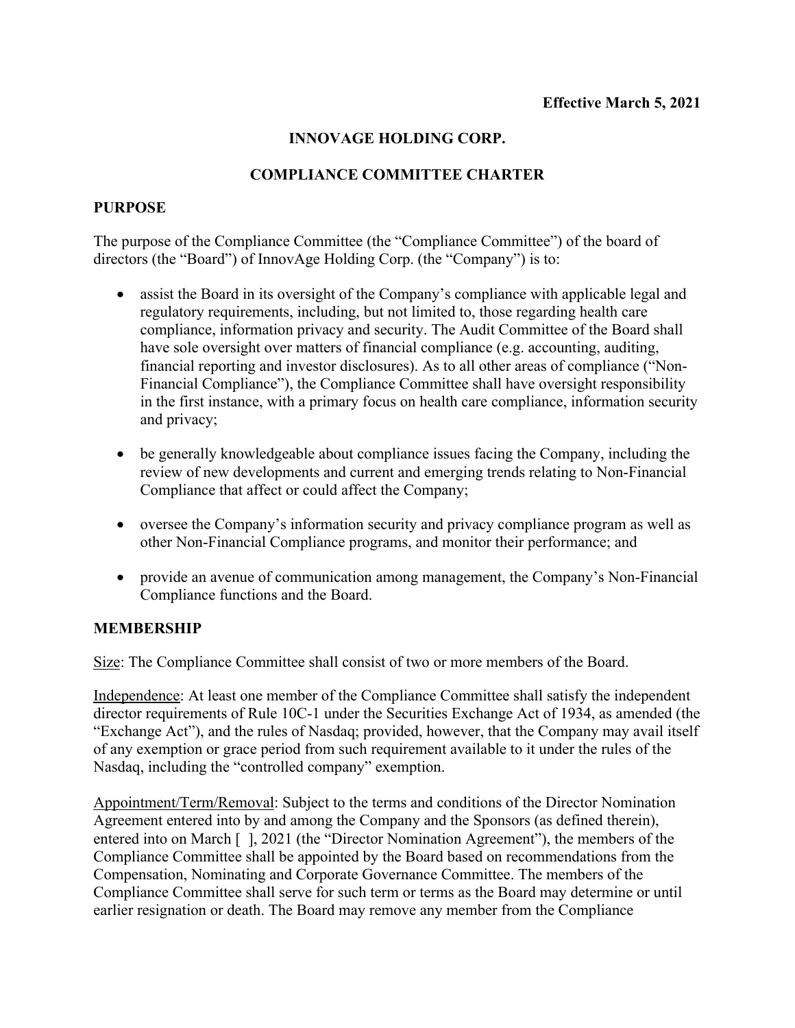**Effective March 5, 2021**

# INNOVAGE HOLDING CORP.

# COMPLIANCE COMMITTEE CHARTER

## PURPOSE

The purpose of the Compliance Committee (the "Compliance Committee") of the board of directors (the "Board") of InnovAge Holding Corp. (the "Company") is to:

- assist the Board in its oversight of the Company's compliance with applicable legal and regulatory requirements, including, but not limited to, those regarding health care compliance, information privacy and security. The Audit Committee of the Board shall have sole oversight over matters of financial compliance (e.g. accounting, auditing, financial reporting and investor disclosures). As to all other areas of compliance ("Non-Financial Compliance"), the Compliance Committee shall have oversight responsibility in the first instance, with a primary focus on health care compliance, information security and privacy;

- be generally knowledgeable about compliance issues facing the Company, including the review of new developments and current and emerging trends relating to Non-Financial Compliance that affect or could affect the Company;

- oversee the Company's information security and privacy compliance program as well as other Non-Financial Compliance programs, and monitor their performance; and

- provide an avenue of communication among management, the Company's Non-Financial Compliance functions and the Board.

## MEMBERSHIP

Size: The Compliance Committee shall consist of two or more members of the Board.

Independence: At least one member of the Compliance Committee shall satisfy the independent director requirements of Rule 10C-1 under the Securities Exchange Act of 1934, as amended (the "Exchange Act"), and the rules of Nasdaq; provided, however, that the Company may avail itself of any exemption or grace period from such requirement available to it under the rules of the Nasdaq, including the "controlled company" exemption.

Appointment/Term/Removal: Subject to the terms and conditions of the Director Nomination Agreement entered into by and among the Company and the Sponsors (as defined therein), entered into on March [ ], 2021 (the "Director Nomination Agreement"), the members of the Compliance Committee shall be appointed by the Board based on recommendations from the Compensation, Nominating and Corporate Governance Committee. The members of the Compliance Committee shall serve for such term or terms as the Board may determine or until earlier resignation or death. The Board may remove any member from the Compliance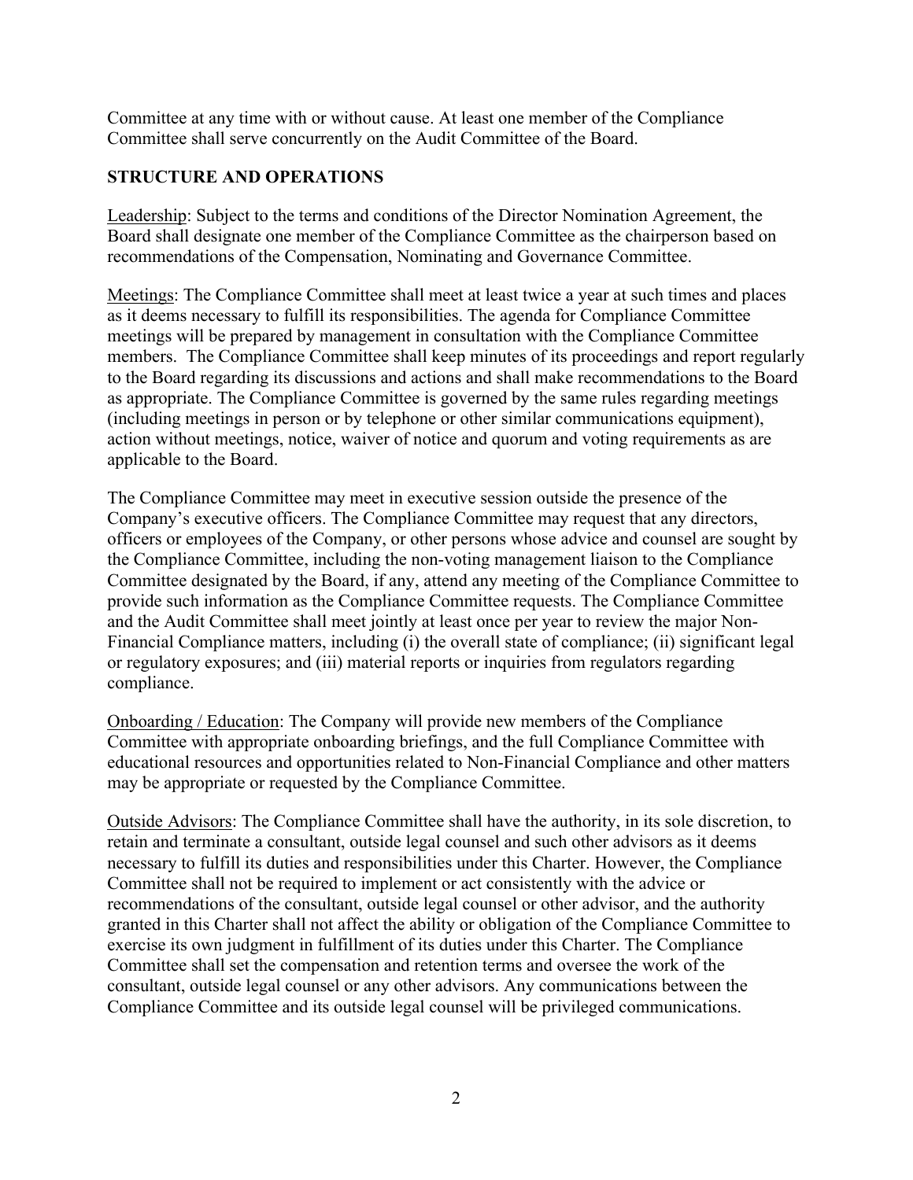Committee at any time with or without cause. At least one member of the Compliance Committee shall serve concurrently on the Audit Committee of the Board.

## STRUCTURE AND OPERATIONS

Leadership: Subject to the terms and conditions of the Director Nomination Agreement, the Board shall designate one member of the Compliance Committee as the chairperson based on recommendations of the Compensation, Nominating and Governance Committee.

Meetings: The Compliance Committee shall meet at least twice a year at such times and places as it deems necessary to fulfill its responsibilities. The agenda for Compliance Committee meetings will be prepared by management in consultation with the Compliance Committee members. The Compliance Committee shall keep minutes of its proceedings and report regularly to the Board regarding its discussions and actions and shall make recommendations to the Board as appropriate. The Compliance Committee is governed by the same rules regarding meetings (including meetings in person or by telephone or other similar communications equipment), action without meetings, notice, waiver of notice and quorum and voting requirements as are applicable to the Board.

The Compliance Committee may meet in executive session outside the presence of the Company's executive officers. The Compliance Committee may request that any directors, officers or employees of the Company, or other persons whose advice and counsel are sought by the Compliance Committee, including the non-voting management liaison to the Compliance Committee designated by the Board, if any, attend any meeting of the Compliance Committee to provide such information as the Compliance Committee requests. The Compliance Committee and the Audit Committee shall meet jointly at least once per year to review the major Non-Financial Compliance matters, including (i) the overall state of compliance; (ii) significant legal or regulatory exposures; and (iii) material reports or inquiries from regulators regarding compliance.

Onboarding / Education: The Company will provide new members of the Compliance Committee with appropriate onboarding briefings, and the full Compliance Committee with educational resources and opportunities related to Non-Financial Compliance and other matters may be appropriate or requested by the Compliance Committee.

Outside Advisors: The Compliance Committee shall have the authority, in its sole discretion, to retain and terminate a consultant, outside legal counsel and such other advisors as it deems necessary to fulfill its duties and responsibilities under this Charter. However, the Compliance Committee shall not be required to implement or act consistently with the advice or recommendations of the consultant, outside legal counsel or other advisor, and the authority granted in this Charter shall not affect the ability or obligation of the Compliance Committee to exercise its own judgment in fulfillment of its duties under this Charter. The Compliance Committee shall set the compensation and retention terms and oversee the work of the consultant, outside legal counsel or any other advisors. Any communications between the Compliance Committee and its outside legal counsel will be privileged communications.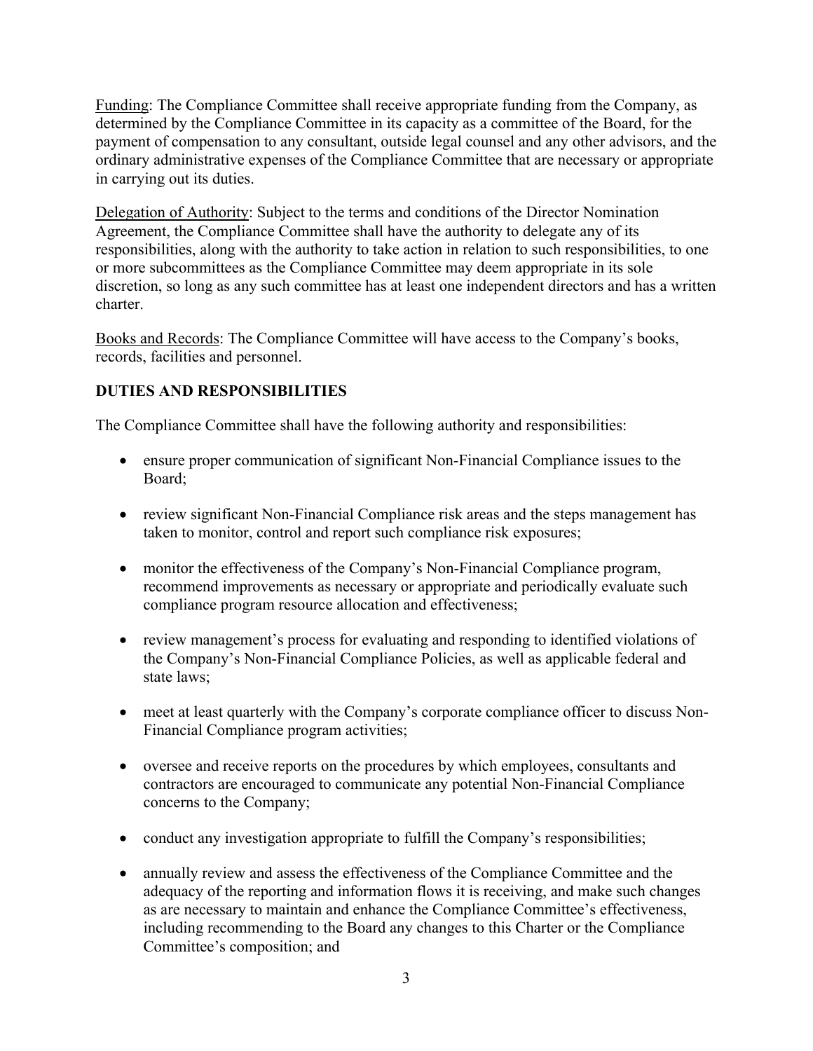Funding: The Compliance Committee shall receive appropriate funding from the Company, as determined by the Compliance Committee in its capacity as a committee of the Board, for the payment of compensation to any consultant, outside legal counsel and any other advisors, and the ordinary administrative expenses of the Compliance Committee that are necessary or appropriate in carrying out its duties.

Delegation of Authority: Subject to the terms and conditions of the Director Nomination Agreement, the Compliance Committee shall have the authority to delegate any of its responsibilities, along with the authority to take action in relation to such responsibilities, to one or more subcommittees as the Compliance Committee may deem appropriate in its sole discretion, so long as any such committee has at least one independent directors and has a written charter.

Books and Records: The Compliance Committee will have access to the Company's books, records, facilities and personnel.

**DUTIES AND RESPONSIBILITIES**

The Compliance Committee shall have the following authority and responsibilities:

- ensure proper communication of significant Non-Financial Compliance issues to the Board;
- review significant Non-Financial Compliance risk areas and the steps management has taken to monitor, control and report such compliance risk exposures;
- monitor the effectiveness of the Company's Non-Financial Compliance program, recommend improvements as necessary or appropriate and periodically evaluate such compliance program resource allocation and effectiveness;
- review management's process for evaluating and responding to identified violations of the Company's Non-Financial Compliance Policies, as well as applicable federal and state laws;
- meet at least quarterly with the Company's corporate compliance officer to discuss Non-Financial Compliance program activities;
- oversee and receive reports on the procedures by which employees, consultants and contractors are encouraged to communicate any potential Non-Financial Compliance concerns to the Company;
- conduct any investigation appropriate to fulfill the Company's responsibilities;
- annually review and assess the effectiveness of the Compliance Committee and the adequacy of the reporting and information flows it is receiving, and make such changes as are necessary to maintain and enhance the Compliance Committee's effectiveness, including recommending to the Board any changes to this Charter or the Compliance Committee's composition; and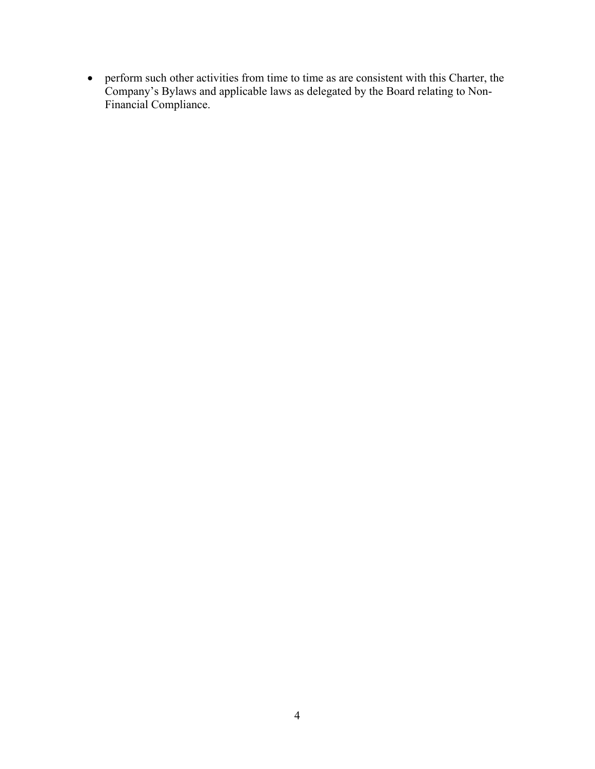- perform such other activities from time to time as are consistent with this Charter, the Company's Bylaws and applicable laws as delegated by the Board relating to Non-Financial Compliance.